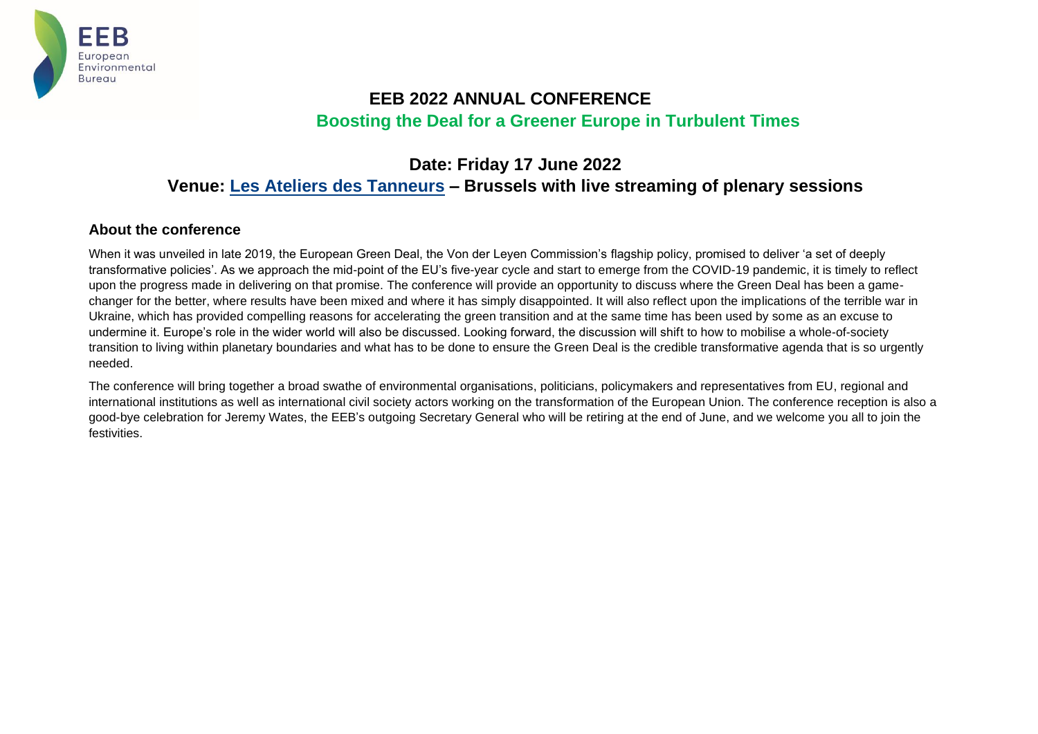# EEB 2022 ANNUAL CONFERENCE

## Boosting the Deal for a Greener Europe in Turbulent Times

## Date: Friday 17 June 2022

## Venue: Les Ateliers des Tanneurs – Brussels with live streaming of plenary sessions

### About the conference

When it was unveiled in late 2019, the European Green Deal, the Von der Leyen Commission's flagship policy, promised to deliver 'a set of deeply transformative policies'. As we approach the mid-point of the EU's five-year cycle and start to emerge from the COVID-19 pandemic, it is timely to reflect upon the progress made in delivering on that promise. The conference will provide an opportunity to discuss where the Green Deal has been a game-changer for the better, where results have been mixed and where it has simply disappointed. It will also reflect upon the implications of the terrible war in Ukraine, which has provided compelling reasons for accelerating the green transition and at the same time has been used by some as an excuse to undermine it. Europe's role in the wider world will also be discussed. Looking forward, the discussion will shift to how to mobilise a whole-of-society transition to living within planetary boundaries and what has to be done to ensure the Green Deal is the credible transformative agenda that is so urgently needed.

The conference will bring together a broad swathe of environmental organisations, politicians, policymakers and representatives from EU, regional and international institutions as well as international civil society actors working on the transformation of the European Union. The conference reception is also a good-bye celebration for Jeremy Wates, the EEB's outgoing Secretary General who will be retiring at the end of June, and we welcome you all to join the festivities.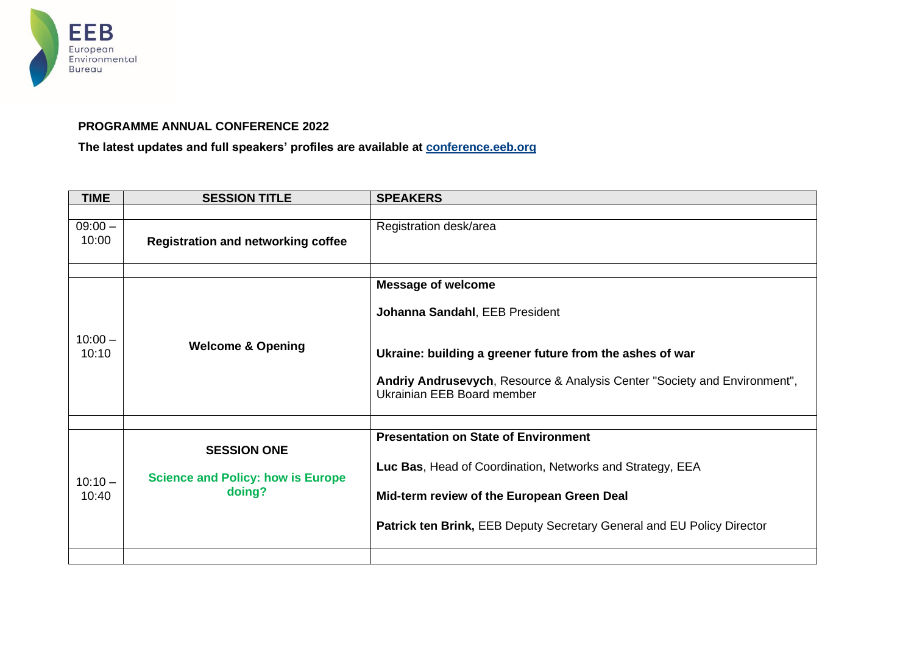**PROGRAMME ANNUAL CONFERENCE 2022**

**The latest updates and full speakers' profiles are available at [conference.eeb.org](conference.eeb.org)**

| TIME | SESSION TITLE | SPEAKERS |
|---|---|---|
| | | |
| 09:00 – 10:00 | **Registration and networking coffee** | Registration desk/area |
| | | |
| 10:00 – 10:10 | **Welcome & Opening** | **Message of welcome**<br><br>**Johanna Sandahl**, EEB President<br><br>**Ukraine: building a greener future from the ashes of war**<br><br>**Andriy Andrusevych**, Resource & Analysis Center "Society and Environment", Ukrainian EEB Board member |
| | | |
| 10:10 – 10:40 | **SESSION ONE**<br><br>**Science and Policy: how is Europe doing?** | **Presentation on State of Environment**<br><br>**Luc Bas**, Head of Coordination, Networks and Strategy, EEA<br><br>**Mid-term review of the European Green Deal**<br><br>**Patrick ten Brink,** EEB Deputy Secretary General and EU Policy Director |
| | | |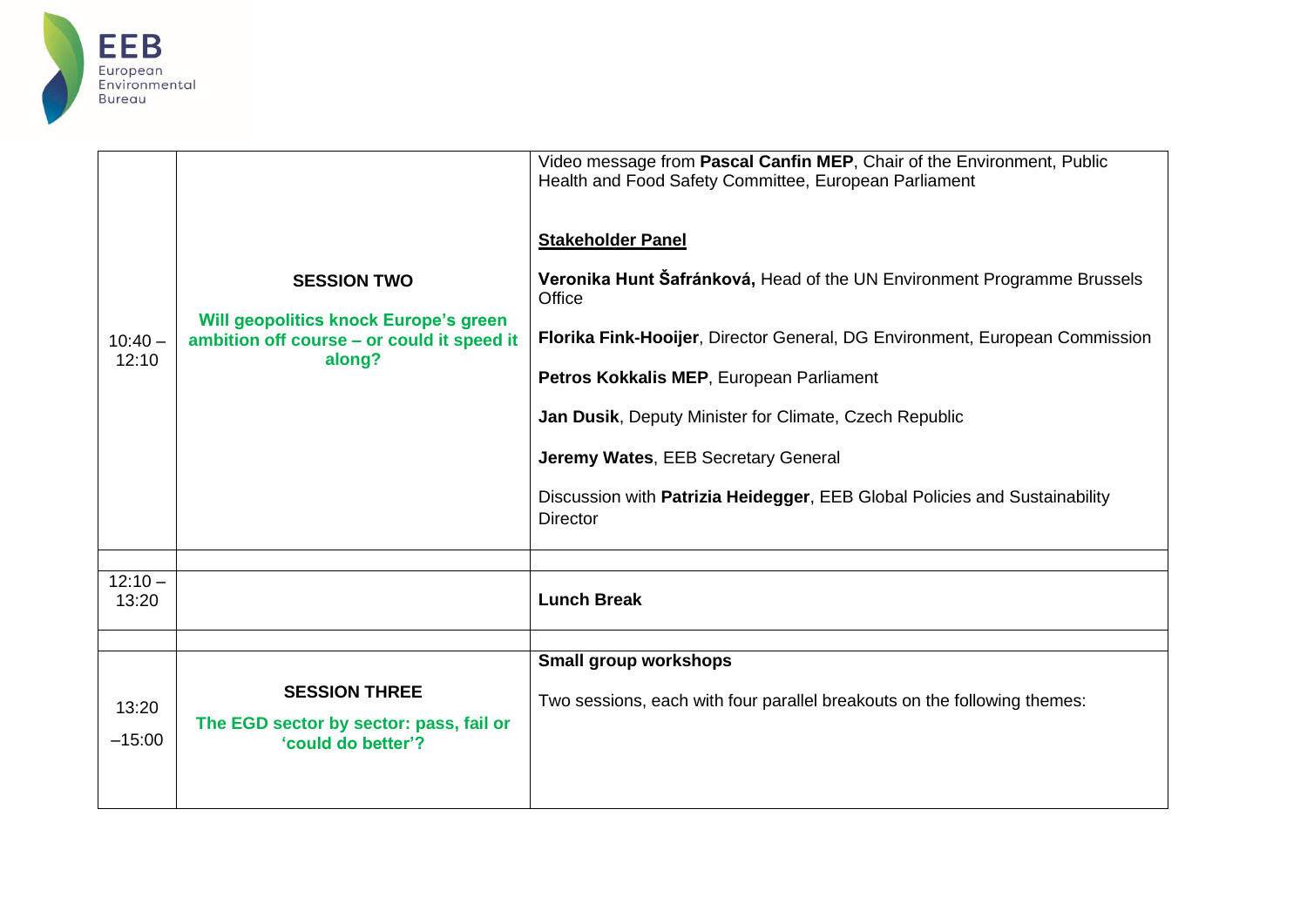| | | |
|---|---|---|
| 10:40 – 12:10 | **SESSION TWO**<br><br>**Will geopolitics knock Europe's green ambition off course – or could it speed it along?** | Video message from **Pascal Canfin MEP**, Chair of the Environment, Public Health and Food Safety Committee, European Parliament<br><br>**Stakeholder Panel**<br><br>**Veronika Hunt Šafránková,** Head of the UN Environment Programme Brussels Office<br><br>**Florika Fink-Hooijer**, Director General, DG Environment, European Commission<br><br>**Petros Kokkalis MEP**, European Parliament<br><br>**Jan Dusik**, Deputy Minister for Climate, Czech Republic<br><br>**Jeremy Wates**, EEB Secretary General<br><br>Discussion with **Patrizia Heidegger**, EEB Global Policies and Sustainability Director |
| | | |
| 12:10 – 13:20 | | **Lunch Break** |
| | | |
| 13:20 –15:00 | **SESSION THREE**<br><br>**The EGD sector by sector: pass, fail or 'could do better'?** | **Small group workshops**<br><br>Two sessions, each with four parallel breakouts on the following themes: |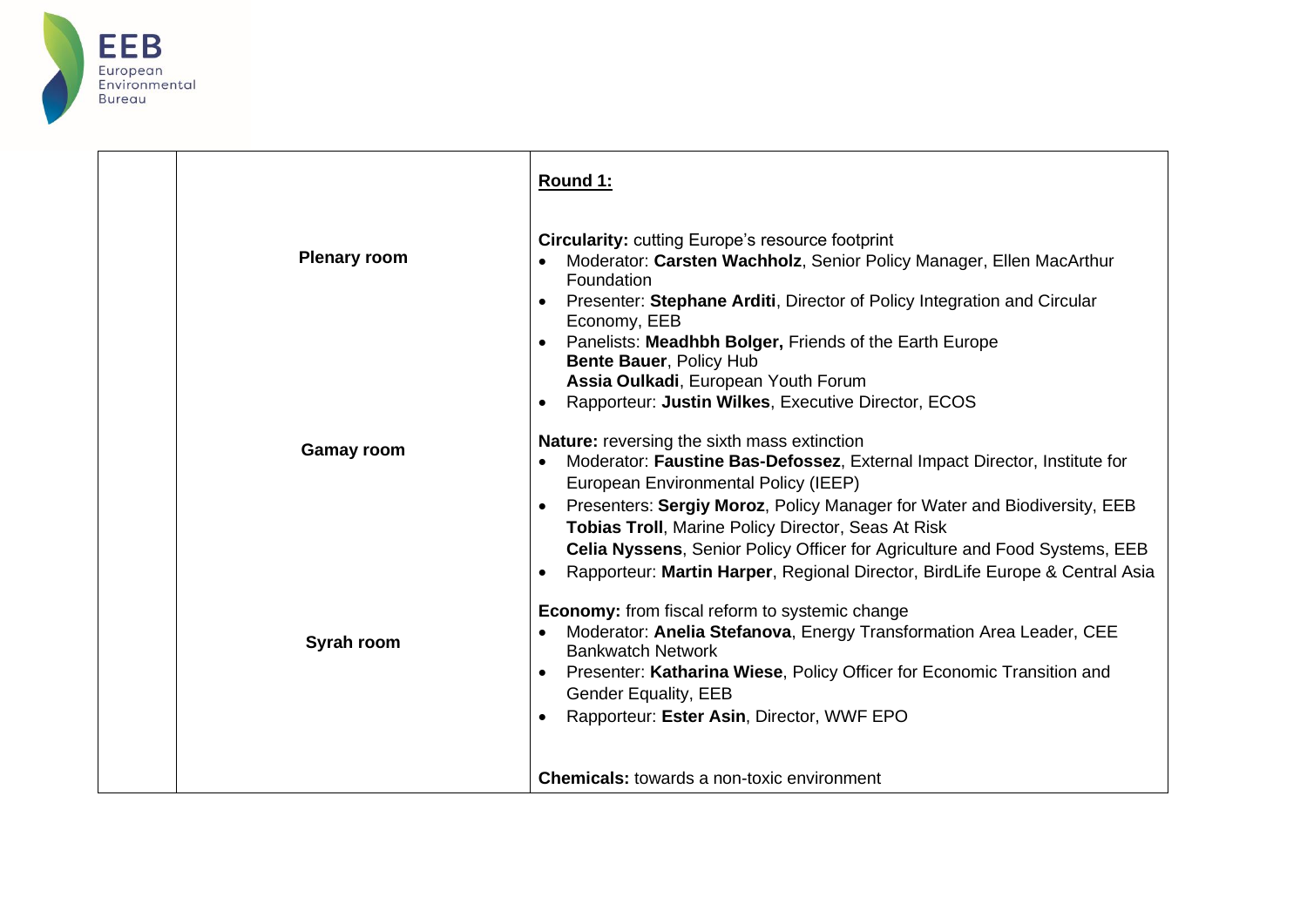| | | |
|---|---|---|
| | | **Round 1:** |
| | **Plenary room** | **Circularity:** cutting Europe's resource footprint<br>• Moderator: **Carsten Wachholz**, Senior Policy Manager, Ellen MacArthur Foundation<br>• Presenter: **Stephane Arditi**, Director of Policy Integration and Circular Economy, EEB<br>• Panelists: **Meadhbh Bolger,** Friends of the Earth Europe<br>**Bente Bauer**, Policy Hub<br>**Assia Oulkadi**, European Youth Forum<br>• Rapporteur: **Justin Wilkes**, Executive Director, ECOS |
| | **Gamay room** | **Nature:** reversing the sixth mass extinction<br>• Moderator: **Faustine Bas-Defossez**, External Impact Director, Institute for European Environmental Policy (IEEP)<br>• Presenters: **Sergiy Moroz**, Policy Manager for Water and Biodiversity, EEB<br>**Tobias Troll**, Marine Policy Director, Seas At Risk<br>**Celia Nyssens**, Senior Policy Officer for Agriculture and Food Systems, EEB<br>• Rapporteur: **Martin Harper**, Regional Director, BirdLife Europe & Central Asia |
| | **Syrah room** | **Economy:** from fiscal reform to systemic change<br>• Moderator: **Anelia Stefanova**, Energy Transformation Area Leader, CEE Bankwatch Network<br>• Presenter: **Katharina Wiese**, Policy Officer for Economic Transition and Gender Equality, EEB<br>• Rapporteur: **Ester Asin**, Director, WWF EPO |
| | | **Chemicals:** towards a non-toxic environment |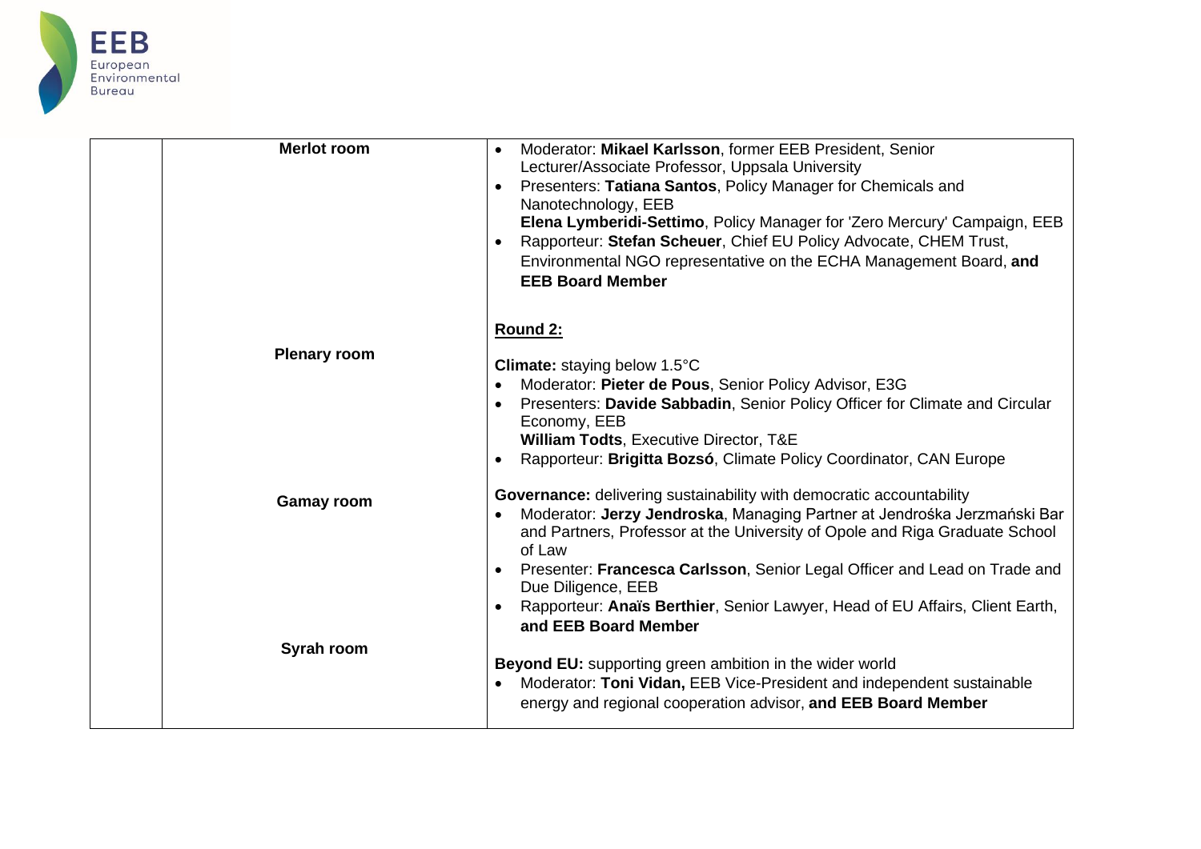| | | |
|---|---|---|
| | **Merlot room** | • Moderator: **Mikael Karlsson**, former EEB President, Senior Lecturer/Associate Professor, Uppsala University<br>• Presenters: **Tatiana Santos**, Policy Manager for Chemicals and Nanotechnology, EEB<br>**Elena Lymberidi-Settimo**, Policy Manager for 'Zero Mercury' Campaign, EEB<br>• Rapporteur: **Stefan Scheuer**, Chief EU Policy Advocate, CHEM Trust, Environmental NGO representative on the ECHA Management Board, **and EEB Board Member** |
| | | **Round 2:** |
| | **Plenary room** | **Climate:** staying below 1.5°C<br>• Moderator: **Pieter de Pous**, Senior Policy Advisor, E3G<br>• Presenters: **Davide Sabbadin**, Senior Policy Officer for Climate and Circular Economy, EEB<br>**William Todts**, Executive Director, T&E<br>• Rapporteur: **Brigitta Bozsó**, Climate Policy Coordinator, CAN Europe |
| | **Gamay room** | **Governance:** delivering sustainability with democratic accountability<br>• Moderator: **Jerzy Jendroska**, Managing Partner at Jendrośka Jerzmański Bar and Partners, Professor at the University of Opole and Riga Graduate School of Law<br>• Presenter: **Francesca Carlsson**, Senior Legal Officer and Lead on Trade and Due Diligence, EEB<br>• Rapporteur: **Anaïs Berthier**, Senior Lawyer, Head of EU Affairs, Client Earth, **and EEB Board Member** |
| | **Syrah room** | **Beyond EU:** supporting green ambition in the wider world<br>• Moderator: **Toni Vidan,** EEB Vice-President and independent sustainable energy and regional cooperation advisor, **and EEB Board Member** |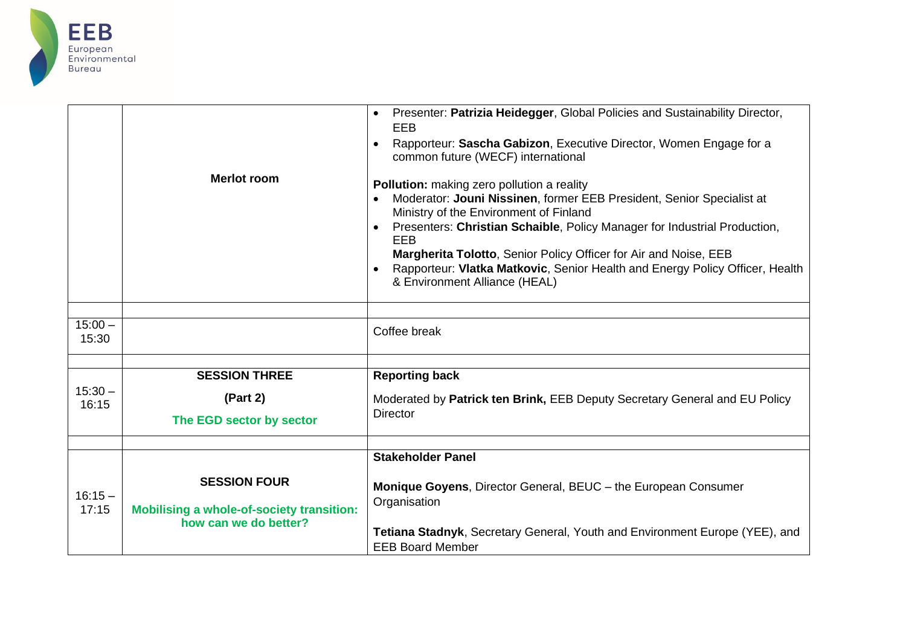| | | |
|---|---|---|
| | **Merlot room** | • Presenter: **Patrizia Heidegger**, Global Policies and Sustainability Director, EEB<br>• Rapporteur: **Sascha Gabizon**, Executive Director, Women Engage for a common future (WECF) international<br><br>**Pollution:** making zero pollution a reality<br>• Moderator: **Jouni Nissinen**, former EEB President, Senior Specialist at Ministry of the Environment of Finland<br>• Presenters: **Christian Schaible**, Policy Manager for Industrial Production, EEB<br>**Margherita Tolotto**, Senior Policy Officer for Air and Noise, EEB<br>• Rapporteur: **Vlatka Matkovic**, Senior Health and Energy Policy Officer, Health & Environment Alliance (HEAL) |
| | | |
| 15:00 – 15:30 | | Coffee break |
| | | |
| 15:30 – 16:15 | **SESSION THREE**<br>**(Part 2)**<br>**The EGD sector by sector** | **Reporting back**<br>Moderated by **Patrick ten Brink,** EEB Deputy Secretary General and EU Policy Director |
| | | |
| 16:15 – 17:15 | **SESSION FOUR**<br>**Mobilising a whole-of-society transition: how can we do better?** | **Stakeholder Panel**<br><br>**Monique Goyens**, Director General, BEUC – the European Consumer Organisation<br><br>**Tetiana Stadnyk**, Secretary General, Youth and Environment Europe (YEE), and EEB Board Member |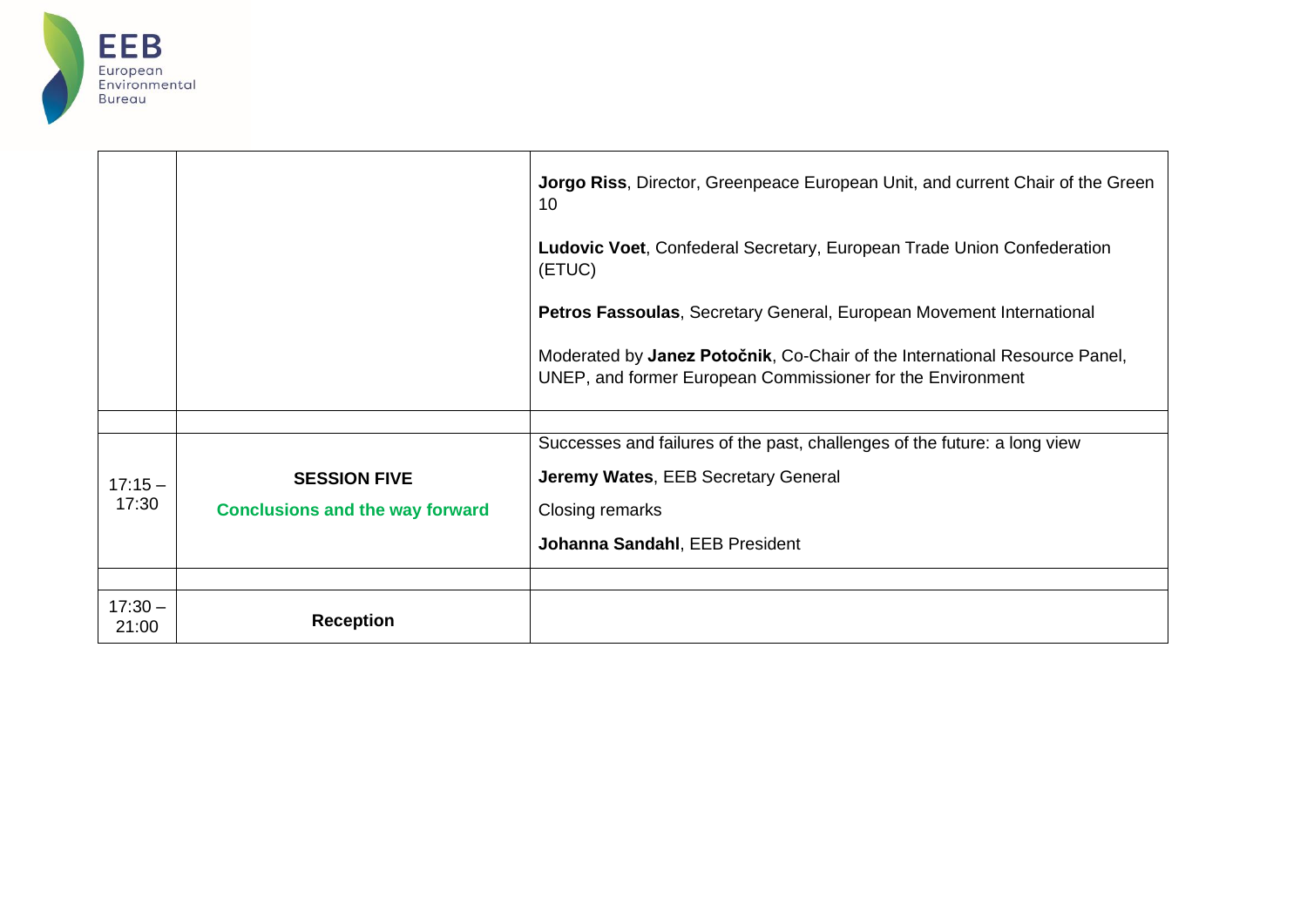| | | |
|---|---|---|
| | | **Jorgo Riss**, Director, Greenpeace European Unit, and current Chair of the Green 10<br><br>**Ludovic Voet**, Confederal Secretary, European Trade Union Confederation (ETUC)<br><br>**Petros Fassoulas**, Secretary General, European Movement International<br><br>Moderated by **Janez Potočnik**, Co-Chair of the International Resource Panel, UNEP, and former European Commissioner for the Environment |
| | | |
| 17:15 – 17:30 | **SESSION FIVE**<br><br>**Conclusions and the way forward** | Successes and failures of the past, challenges of the future: a long view<br><br>**Jeremy Wates**, EEB Secretary General<br><br>Closing remarks<br><br>**Johanna Sandahl**, EEB President |
| | | |
| 17:30 – 21:00 | **Reception** | |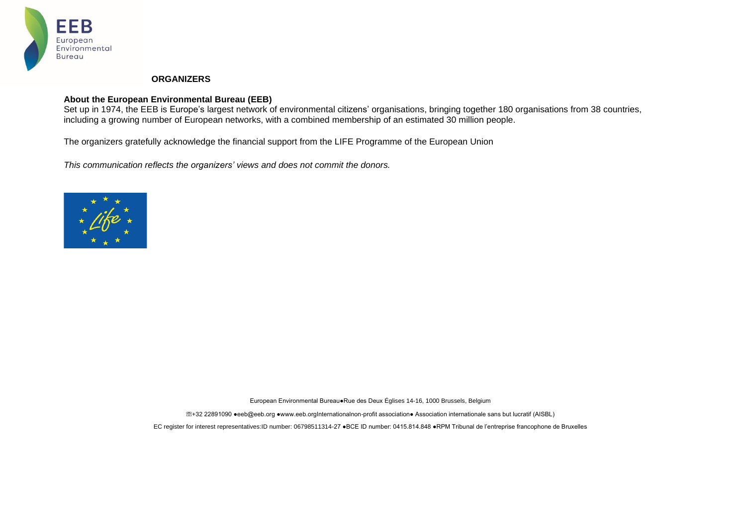**ORGANIZERS**

**About the European Environmental Bureau (EEB)**
Set up in 1974, the EEB is Europe's largest network of environmental citizens' organisations, bringing together 180 organisations from 38 countries, including a growing number of European networks, with a combined membership of an estimated 30 million people.

The organizers gratefully acknowledge the financial support from the LIFE Programme of the European Union

*This communication reflects the organizers' views and does not commit the donors.*

European Environmental Bureau●Rue des Deux Églises 14-16, 1000 Brussels, Belgium

☏+32 22891090 ●eeb@eeb.org ●www.eeb.orgInternationalnon-profit association● Association internationale sans but lucratif (AISBL)

EC register for interest representatives:ID number: 06798511314-27 ●BCE ID number: 0415.814.848 ●RPM Tribunal de l'entreprise francophone de Bruxelles